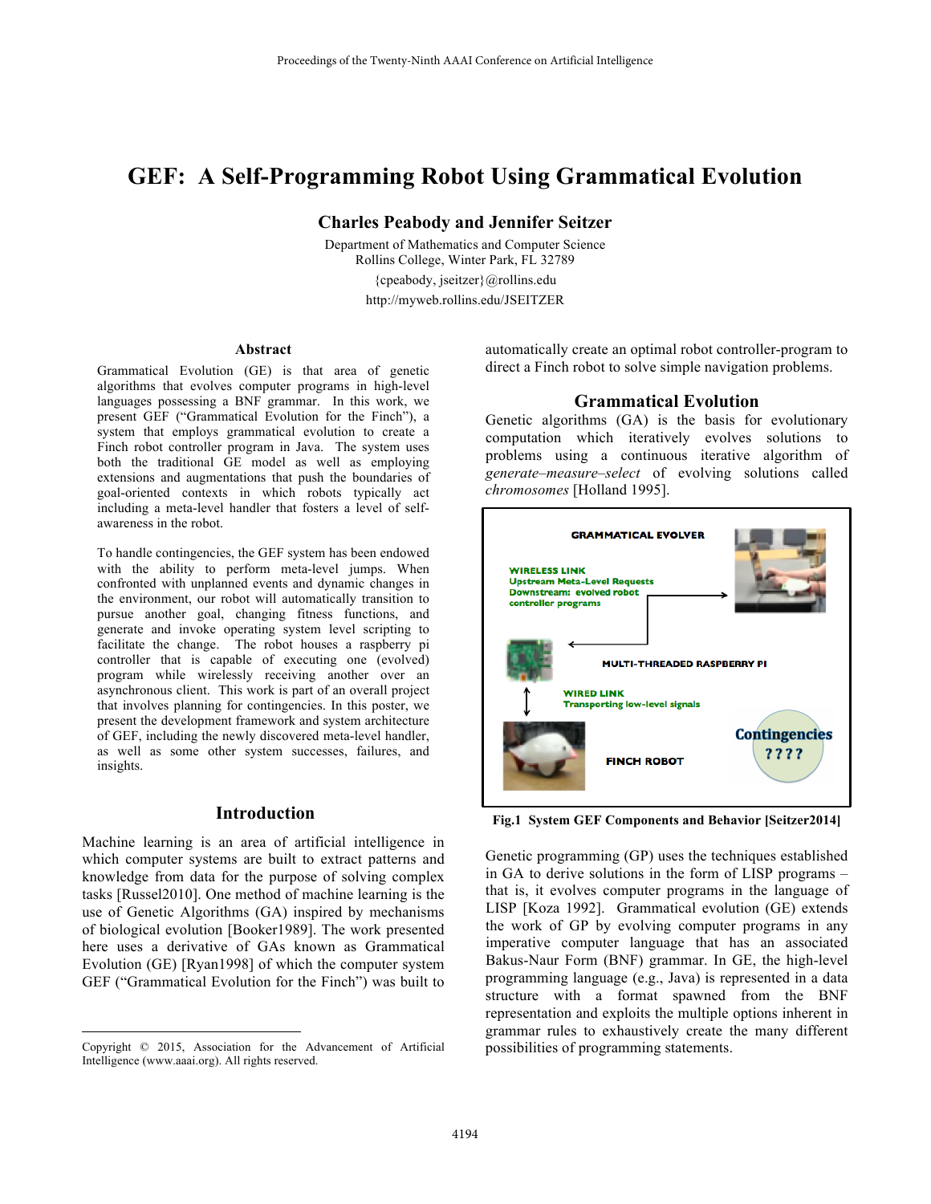# GEF: A Self-Programming Robot Using Grammatical Evolution

**Charles Peabody and Jennifer Seitzer**

Department of Mathematics and Computer Science
Rollins College, Winter Park, FL 32789
{cpeabody, jseitzer}@rollins.edu
http://myweb.rollins.edu/JSEITZER

## Abstract

Grammatical Evolution (GE) is that area of genetic algorithms that evolves computer programs in high-level languages possessing a BNF grammar. In this work, we present GEF ("Grammatical Evolution for the Finch"), a system that employs grammatical evolution to create a Finch robot controller program in Java. The system uses both the traditional GE model as well as employing extensions and augmentations that push the boundaries of goal-oriented contexts in which robots typically act including a meta-level handler that fosters a level of self-awareness in the robot.

To handle contingencies, the GEF system has been endowed with the ability to perform meta-level jumps. When confronted with unplanned events and dynamic changes in the environment, our robot will automatically transition to pursue another goal, changing fitness functions, and generate and invoke operating system level scripting to facilitate the change. The robot houses a raspberry pi controller that is capable of executing one (evolved) program while wirelessly receiving another over an asynchronous client. This work is part of an overall project that involves planning for contingencies. In this poster, we present the development framework and system architecture of GEF, including the newly discovered meta-level handler, as well as some other system successes, failures, and insights.

## Introduction

Machine learning is an area of artificial intelligence in which computer systems are built to extract patterns and knowledge from data for the purpose of solving complex tasks [Russel2010]. One method of machine learning is the use of Genetic Algorithms (GA) inspired by mechanisms of biological evolution [Booker1989]. The work presented here uses a derivative of GAs known as Grammatical Evolution (GE) [Ryan1998] of which the computer system GEF ("Grammatical Evolution for the Finch") was built to automatically create an optimal robot controller-program to direct a Finch robot to solve simple navigation problems.

Copyright © 2015, Association for the Advancement of Artificial Intelligence (www.aaai.org). All rights reserved.

## Grammatical Evolution

Genetic algorithms (GA) is the basis for evolutionary computation which iteratively evolves solutions to problems using a continuous iterative algorithm of *generate–measure–select* of evolving solutions called *chromosomes* [Holland 1995].

GRAMMATICAL EVOLVER

WIRELESS LINK
Upstream Meta-Level Requests
Downstream: evolved robot controller programs

MULTI-THREADED RASPBERRY PI

WIRED LINK
Transporting low-level signals

FINCH ROBOT

Contingencies
????

**Fig.1 System GEF Components and Behavior [Seitzer2014]**

Genetic programming (GP) uses the techniques established in GA to derive solutions in the form of LISP programs – that is, it evolves computer programs in the language of LISP [Koza 1992]. Grammatical evolution (GE) extends the work of GP by evolving computer programs in any imperative computer language that has an associated Bakus-Naur Form (BNF) grammar. In GE, the high-level programming language (e.g., Java) is represented in a data structure with a format spawned from the BNF representation and exploits the multiple options inherent in grammar rules to exhaustively create the many different possibilities of programming statements.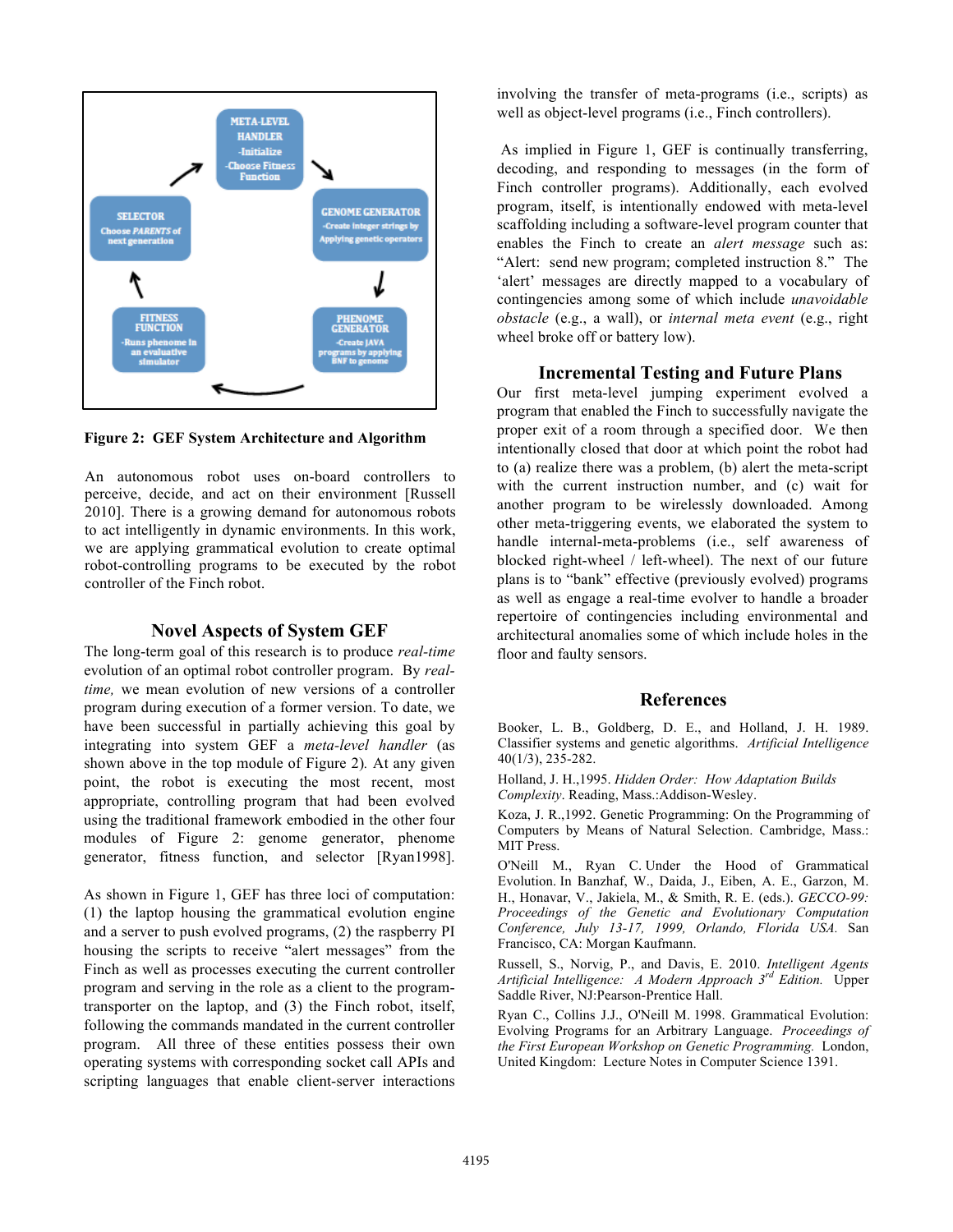META-LEVEL HANDLER
-Initialize
-Choose Fitness Function

GENOME GENERATOR
-Create integer strings by Applying genetic operators

PHENOME GENERATOR
-Create JAVA programs by applying BNF to genome

FITNESS FUNCTION
-Runs phenome in an evaluative simulator

SELECTOR
Choose *PARENTS* of next generation

**Figure 2: GEF System Architecture and Algorithm**

An autonomous robot uses on-board controllers to perceive, decide, and act on their environment [Russell 2010]. There is a growing demand for autonomous robots to act intelligently in dynamic environments. In this work, we are applying grammatical evolution to create optimal robot-controlling programs to be executed by the robot controller of the Finch robot.

## Novel Aspects of System GEF

The long-term goal of this research is to produce *real-time* evolution of an optimal robot controller program. By *real-time,* we mean evolution of new versions of a controller program during execution of a former version. To date, we have been successful in partially achieving this goal by integrating into system GEF a *meta-level handler* (as shown above in the top module of Figure 2)*.* At any given point, the robot is executing the most recent, most appropriate, controlling program that had been evolved using the traditional framework embodied in the other four modules of Figure 2: genome generator, phenome generator, fitness function, and selector [Ryan1998].

As shown in Figure 1, GEF has three loci of computation: (1) the laptop housing the grammatical evolution engine and a server to push evolved programs, (2) the raspberry PI housing the scripts to receive "alert messages" from the Finch as well as processes executing the current controller program and serving in the role as a client to the program-transporter on the laptop, and (3) the Finch robot, itself, following the commands mandated in the current controller program. All three of these entities possess their own operating systems with corresponding socket call APIs and scripting languages that enable client-server interactions involving the transfer of meta-programs (i.e., scripts) as well as object-level programs (i.e., Finch controllers).

As implied in Figure 1, GEF is continually transferring, decoding, and responding to messages (in the form of Finch controller programs). Additionally, each evolved program, itself, is intentionally endowed with meta-level scaffolding including a software-level program counter that enables the Finch to create an *alert message* such as: "Alert: send new program; completed instruction 8." The 'alert' messages are directly mapped to a vocabulary of contingencies among some of which include *unavoidable obstacle* (e.g., a wall), or *internal meta event* (e.g., right wheel broke off or battery low).

## Incremental Testing and Future Plans

Our first meta-level jumping experiment evolved a program that enabled the Finch to successfully navigate the proper exit of a room through a specified door. We then intentionally closed that door at which point the robot had to (a) realize there was a problem, (b) alert the meta-script with the current instruction number, and (c) wait for another program to be wirelessly downloaded. Among other meta-triggering events, we elaborated the system to handle internal-meta-problems (i.e., self awareness of blocked right-wheel / left-wheel). The next of our future plans is to "bank" effective (previously evolved) programs as well as engage a real-time evolver to handle a broader repertoire of contingencies including environmental and architectural anomalies some of which include holes in the floor and faulty sensors.

## References

Booker, L. B., Goldberg, D. E., and Holland, J. H. 1989. Classifier systems and genetic algorithms. *Artificial Intelligence* 40(1/3), 235-282.

Holland, J. H.,1995. *Hidden Order: How Adaptation Builds Complexity*. Reading, Mass.:Addison-Wesley.

Koza, J. R.,1992. Genetic Programming: On the Programming of Computers by Means of Natural Selection. Cambridge, Mass.: MIT Press.

O'Neill M., Ryan C. Under the Hood of Grammatical Evolution. In Banzhaf, W., Daida, J., Eiben, A. E., Garzon, M. H., Honavar, V., Jakiela, M., & Smith, R. E. (eds.). *GECCO-99: Proceedings of the Genetic and Evolutionary Computation Conference, July 13-17, 1999, Orlando, Florida USA.* San Francisco, CA: Morgan Kaufmann.

Russell, S., Norvig, P., and Davis, E. 2010. *Intelligent Agents Artificial Intelligence: A Modern Approach 3rd Edition.* Upper Saddle River, NJ:Pearson-Prentice Hall.

Ryan C., Collins J.J., O'Neill M. 1998. Grammatical Evolution: Evolving Programs for an Arbitrary Language. *Proceedings of the First European Workshop on Genetic Programming.* London, United Kingdom: Lecture Notes in Computer Science 1391.